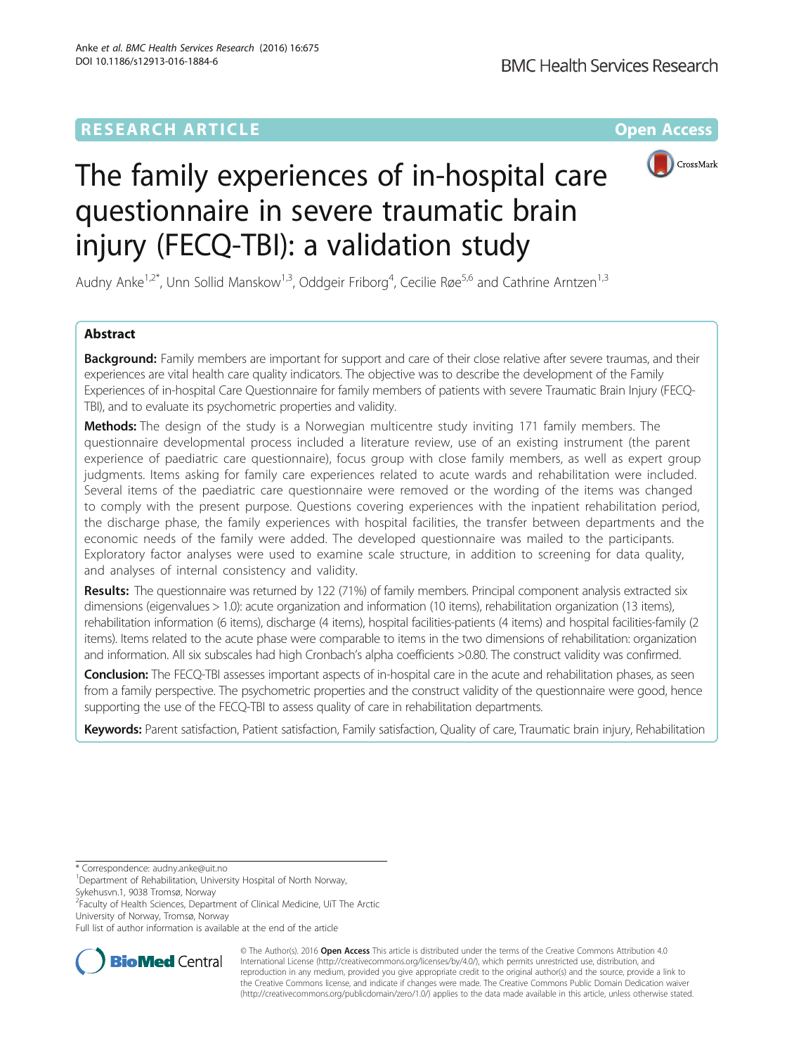RESEARCH ARTICLE Open Access

# The family experiences of in-hospital care questionnaire in severe traumatic brain injury (FECQ-TBI): a validation study

Audny Anke[1,2*], Unn Sollid Manskow[1,3], Oddgeir Friborg[4], Cecilie Røe[5,6] and Cathrine Arntzen[1,3]

## Abstract

**Background:** Family members are important for support and care of their close relative after severe traumas, and their experiences are vital health care quality indicators. The objective was to describe the development of the Family Experiences of in-hospital Care Questionnaire for family members of patients with severe Traumatic Brain Injury (FECQ-TBI), and to evaluate its psychometric properties and validity.

**Methods:** The design of the study is a Norwegian multicentre study inviting 171 family members. The questionnaire developmental process included a literature review, use of an existing instrument (the parent experience of paediatric care questionnaire), focus group with close family members, as well as expert group judgments. Items asking for family care experiences related to acute wards and rehabilitation were included. Several items of the paediatric care questionnaire were removed or the wording of the items was changed to comply with the present purpose. Questions covering experiences with the inpatient rehabilitation period, the discharge phase, the family experiences with hospital facilities, the transfer between departments and the economic needs of the family were added. The developed questionnaire was mailed to the participants. Exploratory factor analyses were used to examine scale structure, in addition to screening for data quality, and analyses of internal consistency and validity.

**Results:** The questionnaire was returned by 122 (71%) of family members. Principal component analysis extracted six dimensions (eigenvalues > 1.0): acute organization and information (10 items), rehabilitation organization (13 items), rehabilitation information (6 items), discharge (4 items), hospital facilities-patients (4 items) and hospital facilities-family (2 items). Items related to the acute phase were comparable to items in the two dimensions of rehabilitation: organization and information. All six subscales had high Cronbach's alpha coefficients >0.80. The construct validity was confirmed.

**Conclusion:** The FECQ-TBI assesses important aspects of in-hospital care in the acute and rehabilitation phases, as seen from a family perspective. The psychometric properties and the construct validity of the questionnaire were good, hence supporting the use of the FECQ-TBI to assess quality of care in rehabilitation departments.

**Keywords:** Parent satisfaction, Patient satisfaction, Family satisfaction, Quality of care, Traumatic brain injury, Rehabilitation

---

\* Correspondence: audny.anke@uit.no

[1]Department of Rehabilitation, University Hospital of North Norway, Sykehusvn.1, 9038 Tromsø, Norway

[2]Faculty of Health Sciences, Department of Clinical Medicine, UiT The Arctic University of Norway, Tromsø, Norway

Full list of author information is available at the end of the article

© The Author(s). 2016 **Open Access** This article is distributed under the terms of the Creative Commons Attribution 4.0 International License (http://creativecommons.org/licenses/by/4.0/), which permits unrestricted use, distribution, and reproduction in any medium, provided you give appropriate credit to the original author(s) and the source, provide a link to the Creative Commons license, and indicate if changes were made. The Creative Commons Public Domain Dedication waiver (http://creativecommons.org/publicdomain/zero/1.0/) applies to the data made available in this article, unless otherwise stated.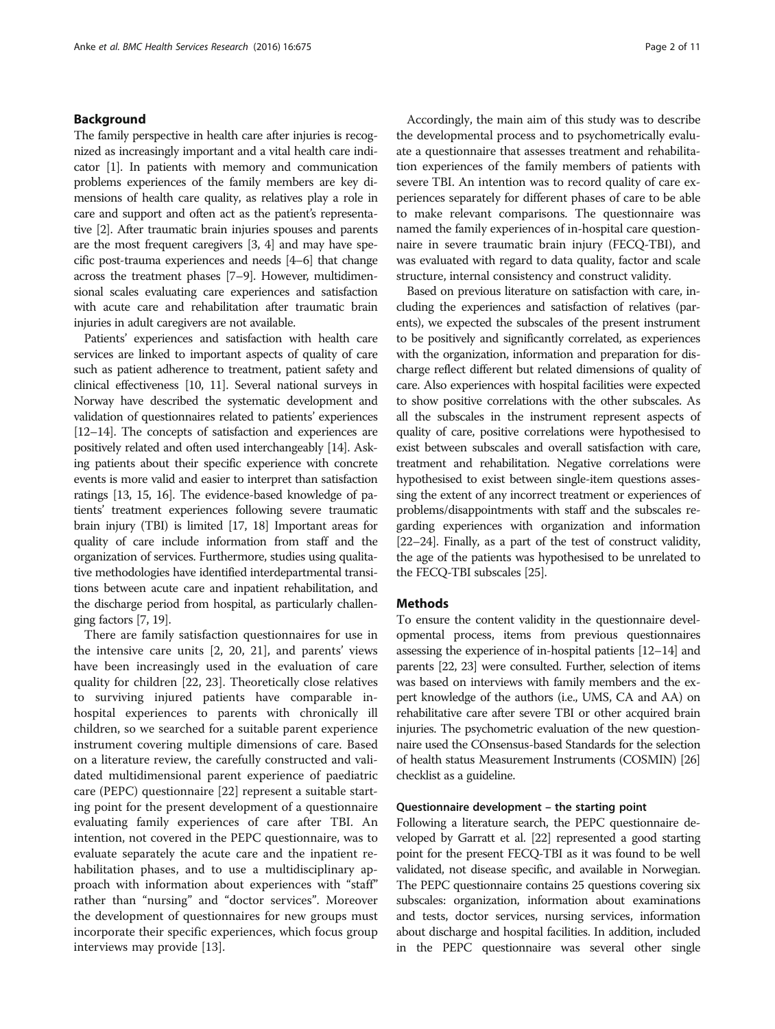## Background

The family perspective in health care after injuries is recognized as increasingly important and a vital health care indicator [1]. In patients with memory and communication problems experiences of the family members are key dimensions of health care quality, as relatives play a role in care and support and often act as the patient's representative [2]. After traumatic brain injuries spouses and parents are the most frequent caregivers [3, 4] and may have specific post-trauma experiences and needs [4–6] that change across the treatment phases [7–9]. However, multidimensional scales evaluating care experiences and satisfaction with acute care and rehabilitation after traumatic brain injuries in adult caregivers are not available.

Patients' experiences and satisfaction with health care services are linked to important aspects of quality of care such as patient adherence to treatment, patient safety and clinical effectiveness [10, 11]. Several national surveys in Norway have described the systematic development and validation of questionnaires related to patients' experiences [12–14]. The concepts of satisfaction and experiences are positively related and often used interchangeably [14]. Asking patients about their specific experience with concrete events is more valid and easier to interpret than satisfaction ratings [13, 15, 16]. The evidence-based knowledge of patients' treatment experiences following severe traumatic brain injury (TBI) is limited [17, 18] Important areas for quality of care include information from staff and the organization of services. Furthermore, studies using qualitative methodologies have identified interdepartmental transitions between acute care and inpatient rehabilitation, and the discharge period from hospital, as particularly challenging factors [7, 19].

There are family satisfaction questionnaires for use in the intensive care units [2, 20, 21], and parents' views have been increasingly used in the evaluation of care quality for children [22, 23]. Theoretically close relatives to surviving injured patients have comparable in-hospital experiences to parents with chronically ill children, so we searched for a suitable parent experience instrument covering multiple dimensions of care. Based on a literature review, the carefully constructed and validated multidimensional parent experience of paediatric care (PEPC) questionnaire [22] represent a suitable starting point for the present development of a questionnaire evaluating family experiences of care after TBI. An intention, not covered in the PEPC questionnaire, was to evaluate separately the acute care and the inpatient rehabilitation phases, and to use a multidisciplinary approach with information about experiences with "staff" rather than "nursing" and "doctor services". Moreover the development of questionnaires for new groups must incorporate their specific experiences, which focus group interviews may provide [13].

Accordingly, the main aim of this study was to describe the developmental process and to psychometrically evaluate a questionnaire that assesses treatment and rehabilitation experiences of the family members of patients with severe TBI. An intention was to record quality of care experiences separately for different phases of care to be able to make relevant comparisons. The questionnaire was named the family experiences of in-hospital care questionnaire in severe traumatic brain injury (FECQ-TBI), and was evaluated with regard to data quality, factor and scale structure, internal consistency and construct validity.

Based on previous literature on satisfaction with care, including the experiences and satisfaction of relatives (parents), we expected the subscales of the present instrument to be positively and significantly correlated, as experiences with the organization, information and preparation for discharge reflect different but related dimensions of quality of care. Also experiences with hospital facilities were expected to show positive correlations with the other subscales. As all the subscales in the instrument represent aspects of quality of care, positive correlations were hypothesised to exist between subscales and overall satisfaction with care, treatment and rehabilitation. Negative correlations were hypothesised to exist between single-item questions assessing the extent of any incorrect treatment or experiences of problems/disappointments with staff and the subscales regarding experiences with organization and information [22–24]. Finally, as a part of the test of construct validity, the age of the patients was hypothesised to be unrelated to the FECQ-TBI subscales [25].

## Methods

To ensure the content validity in the questionnaire developmental process, items from previous questionnaires assessing the experience of in-hospital patients [12–14] and parents [22, 23] were consulted. Further, selection of items was based on interviews with family members and the expert knowledge of the authors (i.e., UMS, CA and AA) on rehabilitative care after severe TBI or other acquired brain injuries. The psychometric evaluation of the new questionnaire used the COnsensus-based Standards for the selection of health status Measurement Instruments (COSMIN) [26] checklist as a guideline.

### Questionnaire development – the starting point

Following a literature search, the PEPC questionnaire developed by Garratt et al. [22] represented a good starting point for the present FECQ-TBI as it was found to be well validated, not disease specific, and available in Norwegian. The PEPC questionnaire contains 25 questions covering six subscales: organization, information about examinations and tests, doctor services, nursing services, information about discharge and hospital facilities. In addition, included in the PEPC questionnaire was several other single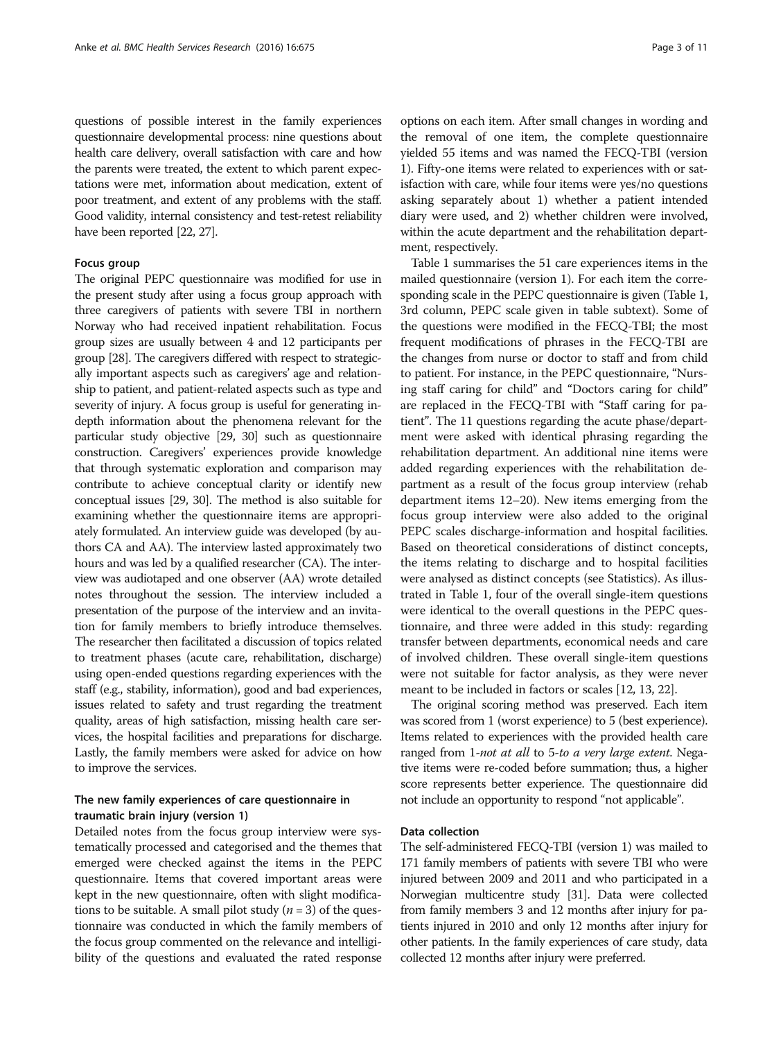questions of possible interest in the family experiences questionnaire developmental process: nine questions about health care delivery, overall satisfaction with care and how the parents were treated, the extent to which parent expectations were met, information about medication, extent of poor treatment, and extent of any problems with the staff. Good validity, internal consistency and test-retest reliability have been reported [22, 27].

### Focus group

The original PEPC questionnaire was modified for use in the present study after using a focus group approach with three caregivers of patients with severe TBI in northern Norway who had received inpatient rehabilitation. Focus group sizes are usually between 4 and 12 participants per group [28]. The caregivers differed with respect to strategically important aspects such as caregivers' age and relationship to patient, and patient-related aspects such as type and severity of injury. A focus group is useful for generating in-depth information about the phenomena relevant for the particular study objective [29, 30] such as questionnaire construction. Caregivers' experiences provide knowledge that through systematic exploration and comparison may contribute to achieve conceptual clarity or identify new conceptual issues [29, 30]. The method is also suitable for examining whether the questionnaire items are appropriately formulated. An interview guide was developed (by authors CA and AA). The interview lasted approximately two hours and was led by a qualified researcher (CA). The interview was audiotaped and one observer (AA) wrote detailed notes throughout the session. The interview included a presentation of the purpose of the interview and an invitation for family members to briefly introduce themselves. The researcher then facilitated a discussion of topics related to treatment phases (acute care, rehabilitation, discharge) using open-ended questions regarding experiences with the staff (e.g., stability, information), good and bad experiences, issues related to safety and trust regarding the treatment quality, areas of high satisfaction, missing health care services, the hospital facilities and preparations for discharge. Lastly, the family members were asked for advice on how to improve the services.

### The new family experiences of care questionnaire in traumatic brain injury (version 1)

Detailed notes from the focus group interview were systematically processed and categorised and the themes that emerged were checked against the items in the PEPC questionnaire. Items that covered important areas were kept in the new questionnaire, often with slight modifications to be suitable. A small pilot study ($n = 3$) of the questionnaire was conducted in which the family members of the focus group commented on the relevance and intelligibility of the questions and evaluated the rated response options on each item. After small changes in wording and the removal of one item, the complete questionnaire yielded 55 items and was named the FECQ-TBI (version 1). Fifty-one items were related to experiences with or satisfaction with care, while four items were yes/no questions asking separately about 1) whether a patient intended diary were used, and 2) whether children were involved, within the acute department and the rehabilitation department, respectively.

Table 1 summarises the 51 care experiences items in the mailed questionnaire (version 1). For each item the corresponding scale in the PEPC questionnaire is given (Table 1, 3rd column, PEPC scale given in table subtext). Some of the questions were modified in the FECQ-TBI; the most frequent modifications of phrases in the FECQ-TBI are the changes from nurse or doctor to staff and from child to patient. For instance, in the PEPC questionnaire, "Nursing staff caring for child" and "Doctors caring for child" are replaced in the FECQ-TBI with "Staff caring for patient". The 11 questions regarding the acute phase/department were asked with identical phrasing regarding the rehabilitation department. An additional nine items were added regarding experiences with the rehabilitation department as a result of the focus group interview (rehab department items 12–20). New items emerging from the focus group interview were also added to the original PEPC scales discharge-information and hospital facilities. Based on theoretical considerations of distinct concepts, the items relating to discharge and to hospital facilities were analysed as distinct concepts (see Statistics). As illustrated in Table 1, four of the overall single-item questions were identical to the overall questions in the PEPC questionnaire, and three were added in this study: regarding transfer between departments, economical needs and care of involved children. These overall single-item questions were not suitable for factor analysis, as they were never meant to be included in factors or scales [12, 13, 22].

The original scoring method was preserved. Each item was scored from 1 (worst experience) to 5 (best experience). Items related to experiences with the provided health care ranged from 1-*not at all* to 5-*to a very large extent*. Negative items were re-coded before summation; thus, a higher score represents better experience. The questionnaire did not include an opportunity to respond "not applicable".

### Data collection

The self-administered FECQ-TBI (version 1) was mailed to 171 family members of patients with severe TBI who were injured between 2009 and 2011 and who participated in a Norwegian multicentre study [31]. Data were collected from family members 3 and 12 months after injury for patients injured in 2010 and only 12 months after injury for other patients. In the family experiences of care study, data collected 12 months after injury were preferred.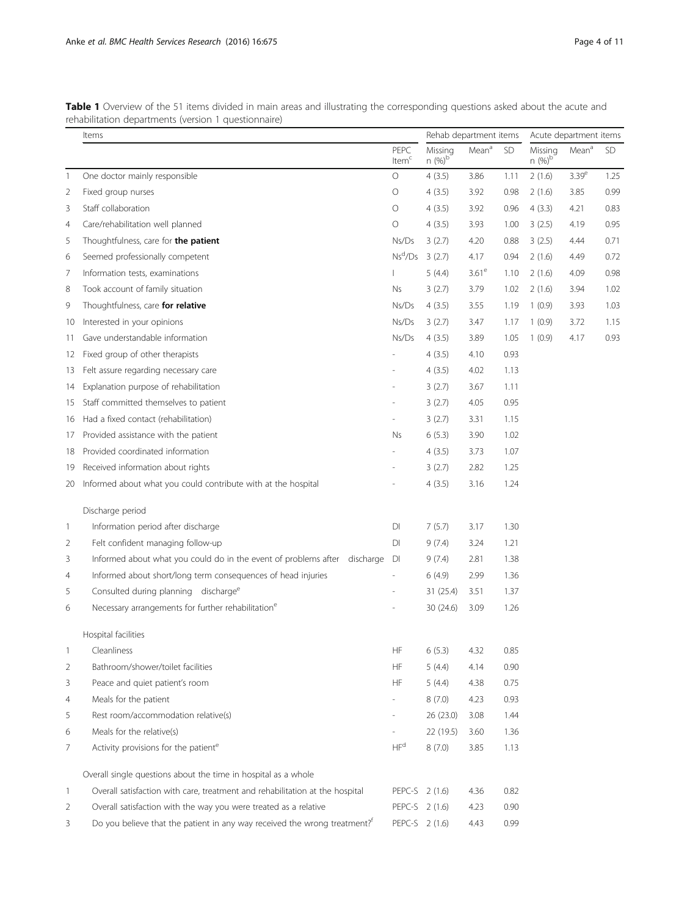**Table 1** Overview of the 51 items divided in main areas and illustrating the corresponding questions asked about the acute and rehabilitation departments (version 1 questionnaire)

| | Items | | Rehab department items | | | Acute department items | | |
|---|---|---|---|---|---|---|---|---|
| | | PEPC Item[c] | Missing n (%)[b] | Mean[a] | SD | Missing n (%)[b] | Mean[a] | SD |
| 1 | One doctor mainly responsible | O | 4 (3.5) | 3.86 | 1.11 | 2 (1.6) | 3.39[e] | 1.25 |
| 2 | Fixed group nurses | O | 4 (3.5) | 3.92 | 0.98 | 2 (1.6) | 3.85 | 0.99 |
| 3 | Staff collaboration | O | 4 (3.5) | 3.92 | 0.96 | 4 (3.3) | 4.21 | 0.83 |
| 4 | Care/rehabilitation well planned | O | 4 (3.5) | 3.93 | 1.00 | 3 (2.5) | 4.19 | 0.95 |
| 5 | Thoughtfulness, care for **the patient** | Ns/Ds | 3 (2.7) | 4.20 | 0.88 | 3 (2.5) | 4.44 | 0.71 |
| 6 | Seemed professionally competent | Ns[d]/Ds | 3 (2.7) | 4.17 | 0.94 | 2 (1.6) | 4.49 | 0.72 |
| 7 | Information tests, examinations | I | 5 (4.4) | 3.61[e] | 1.10 | 2 (1.6) | 4.09 | 0.98 |
| 8 | Took account of family situation | Ns | 3 (2.7) | 3.79 | 1.02 | 2 (1.6) | 3.94 | 1.02 |
| 9 | Thoughtfulness, care **for relative** | Ns/Ds | 4 (3.5) | 3.55 | 1.19 | 1 (0.9) | 3.93 | 1.03 |
| 10 | Interested in your opinions | Ns/Ds | 3 (2.7) | 3.47 | 1.17 | 1 (0.9) | 3.72 | 1.15 |
| 11 | Gave understandable information | Ns/Ds | 4 (3.5) | 3.89 | 1.05 | 1 (0.9) | 4.17 | 0.93 |
| 12 | Fixed group of other therapists | - | 4 (3.5) | 4.10 | 0.93 | | | |
| 13 | Felt assure regarding necessary care | - | 4 (3.5) | 4.02 | 1.13 | | | |
| 14 | Explanation purpose of rehabilitation | - | 3 (2.7) | 3.67 | 1.11 | | | |
| 15 | Staff committed themselves to patient | - | 3 (2.7) | 4.05 | 0.95 | | | |
| 16 | Had a fixed contact (rehabilitation) | - | 3 (2.7) | 3.31 | 1.15 | | | |
| 17 | Provided assistance with the patient | Ns | 6 (5.3) | 3.90 | 1.02 | | | |
| 18 | Provided coordinated information | - | 4 (3.5) | 3.73 | 1.07 | | | |
| 19 | Received information about rights | - | 3 (2.7) | 2.82 | 1.25 | | | |
| 20 | Informed about what you could contribute with at the hospital | - | 4 (3.5) | 3.16 | 1.24 | | | |
| | Discharge period | | | | | | | |
| 1 | Information period after discharge | DI | 7 (5.7) | 3.17 | 1.30 | | | |
| 2 | Felt confident managing follow-up | DI | 9 (7.4) | 3.24 | 1.21 | | | |
| 3 | Informed about what you could do in the event of problems after discharge | DI | 9 (7.4) | 2.81 | 1.38 | | | |
| 4 | Informed about short/long term consequences of head injuries | - | 6 (4.9) | 2.99 | 1.36 | | | |
| 5 | Consulted during planning discharge[e] | - | 31 (25.4) | 3.51 | 1.37 | | | |
| 6 | Necessary arrangements for further rehabilitation[e] | - | 30 (24.6) | 3.09 | 1.26 | | | |
| | Hospital facilities | | | | | | | |
| 1 | Cleanliness | HF | 6 (5.3) | 4.32 | 0.85 | | | |
| 2 | Bathroom/shower/toilet facilities | HF | 5 (4.4) | 4.14 | 0.90 | | | |
| 3 | Peace and quiet patient's room | HF | 5 (4.4) | 4.38 | 0.75 | | | |
| 4 | Meals for the patient | - | 8 (7.0) | 4.23 | 0.93 | | | |
| 5 | Rest room/accommodation relative(s) | - | 26 (23.0) | 3.08 | 1.44 | | | |
| 6 | Meals for the relative(s) | - | 22 (19.5) | 3.60 | 1.36 | | | |
| 7 | Activity provisions for the patient[e] | HF[d] | 8 (7.0) | 3.85 | 1.13 | | | |
| | Overall single questions about the time in hospital as a whole | | | | | | | |
| 1 | Overall satisfaction with care, treatment and rehabilitation at the hospital | PEPC-S | 2 (1.6) | 4.36 | 0.82 | | | |
| 2 | Overall satisfaction with the way you were treated as a relative | PEPC-S | 2 (1.6) | 4.23 | 0.90 | | | |
| 3 | Do you believe that the patient in any way received the wrong treatment?[f] | PEPC-S | 2 (1.6) | 4.43 | 0.99 | | | |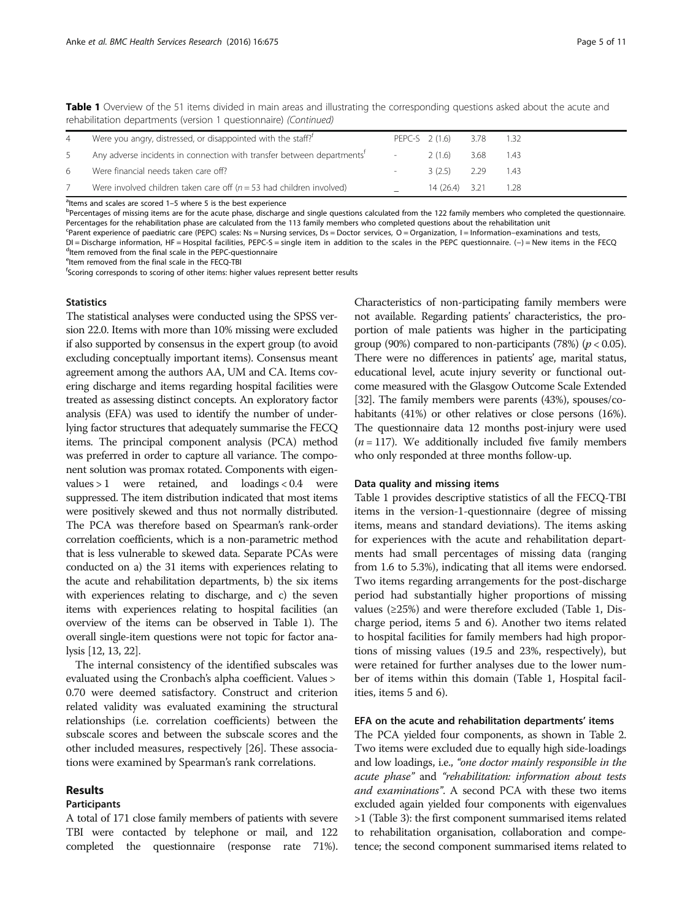**Table 1** Overview of the 51 items divided in main areas and illustrating the corresponding questions asked about the acute and rehabilitation departments (version 1 questionnaire) *(Continued)*

| | | | | | |
|---|---|---|---|---|---|
| 4 | Were you angry, distressed, or disappointed with the staff?[f] | PEPC-S | 2 (1.6) | 3.78 | 1.32 |
| 5 | Any adverse incidents in connection with transfer between departments[f] | - | 2 (1.6) | 3.68 | 1.43 |
| 6 | Were financial needs taken care off? | - | 3 (2.5) | 2.29 | 1.43 |
| 7 | Were involved children taken care off ($n = 53$ had children involved) | _ | 14 (26.4) | 3.21 | 1.28 |

[a]Items and scales are scored 1–5 where 5 is the best experience
[b]Percentages of missing items are for the acute phase, discharge and single questions calculated from the 122 family members who completed the questionnaire. Percentages for the rehabilitation phase are calculated from the 113 family members who completed questions about the rehabilitation unit
[c]Parent experience of paediatric care (PEPC) scales: Ns = Nursing services, Ds = Doctor services, O = Organization, I = Information–examinations and tests, DI = Discharge information, HF = Hospital facilities, PEPC-S = single item in addition to the scales in the PEPC questionnaire. (–) = New items in the FECQ
[d]Item removed from the final scale in the PEPC-questionnaire
[e]Item removed from the final scale in the FECQ-TBI
[f]Scoring corresponds to scoring of other items: higher values represent better results

### Statistics

The statistical analyses were conducted using the SPSS version 22.0. Items with more than 10% missing were excluded if also supported by consensus in the expert group (to avoid excluding conceptually important items). Consensus meant agreement among the authors AA, UM and CA. Items covering discharge and items regarding hospital facilities were treated as assessing distinct concepts. An exploratory factor analysis (EFA) was used to identify the number of underlying factor structures that adequately summarise the FECQ items. The principal component analysis (PCA) method was preferred in order to capture all variance. The component solution was promax rotated. Components with eigenvalues > 1 were retained, and loadings < 0.4 were suppressed. The item distribution indicated that most items were positively skewed and thus not normally distributed. The PCA was therefore based on Spearman's rank-order correlation coefficients, which is a non-parametric method that is less vulnerable to skewed data. Separate PCAs were conducted on a) the 31 items with experiences relating to the acute and rehabilitation departments, b) the six items with experiences relating to discharge, and c) the seven items with experiences relating to hospital facilities (an overview of the items can be observed in Table 1). The overall single-item questions were not topic for factor analysis [12, 13, 22].

The internal consistency of the identified subscales was evaluated using the Cronbach's alpha coefficient. Values > 0.70 were deemed satisfactory. Construct and criterion related validity was evaluated examining the structural relationships (i.e. correlation coefficients) between the subscale scores and between the subscale scores and the other included measures, respectively [26]. These associations were examined by Spearman's rank correlations.

## Results

### Participants

A total of 171 close family members of patients with severe TBI were contacted by telephone or mail, and 122 completed the questionnaire (response rate 71%). Characteristics of non-participating family members were not available. Regarding patients' characteristics, the proportion of male patients was higher in the participating group (90%) compared to non-participants (78%) ($p < 0.05$). There were no differences in patients' age, marital status, educational level, acute injury severity or functional outcome measured with the Glasgow Outcome Scale Extended [32]. The family members were parents (43%), spouses/cohabitants (41%) or other relatives or close persons (16%). The questionnaire data 12 months post-injury were used ($n = 117$). We additionally included five family members who only responded at three months follow-up.

### Data quality and missing items

Table 1 provides descriptive statistics of all the FECQ-TBI items in the version-1-questionnaire (degree of missing items, means and standard deviations). The items asking for experiences with the acute and rehabilitation departments had small percentages of missing data (ranging from 1.6 to 5.3%), indicating that all items were endorsed. Two items regarding arrangements for the post-discharge period had substantially higher proportions of missing values (≥25%) and were therefore excluded (Table 1, Discharge period, items 5 and 6). Another two items related to hospital facilities for family members had high proportions of missing values (19.5 and 23%, respectively), but were retained for further analyses due to the lower number of items within this domain (Table 1, Hospital facilities, items 5 and 6).

### EFA on the acute and rehabilitation departments' items

The PCA yielded four components, as shown in Table 2. Two items were excluded due to equally high side-loadings and low loadings, i.e., *"one doctor mainly responsible in the acute phase"* and *"rehabilitation: information about tests and examinations"*. A second PCA with these two items excluded again yielded four components with eigenvalues >1 (Table 3): the first component summarised items related to rehabilitation organisation, collaboration and competence; the second component summarised items related to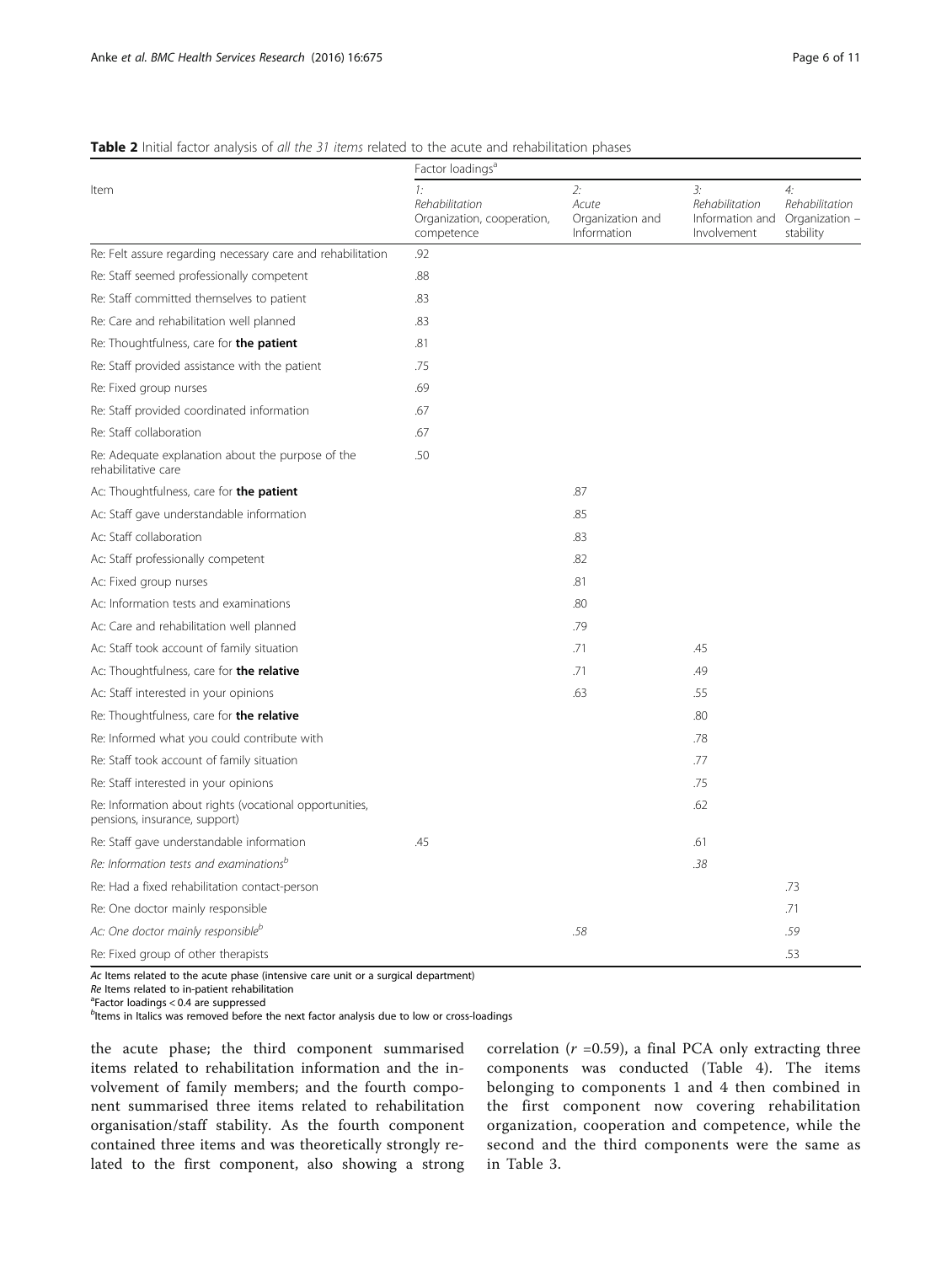**Table 2** Initial factor analysis of *all the 31 items* related to the acute and rehabilitation phases

| Item | Factor loadings[a] | | | |
|---|---|---|---|---|
| | *1: Rehabilitation Organization, cooperation, competence* | *2: Acute Organization and Information* | *3: Rehabilitation Information and Involvement* | *4: Rehabilitation Organization – stability* |
| Re: Felt assure regarding necessary care and rehabilitation | .92 | | | |
| Re: Staff seemed professionally competent | .88 | | | |
| Re: Staff committed themselves to patient | .83 | | | |
| Re: Care and rehabilitation well planned | .83 | | | |
| Re: Thoughtfulness, care for **the patient** | .81 | | | |
| Re: Staff provided assistance with the patient | .75 | | | |
| Re: Fixed group nurses | .69 | | | |
| Re: Staff provided coordinated information | .67 | | | |
| Re: Staff collaboration | .67 | | | |
| Re: Adequate explanation about the purpose of the rehabilitative care | .50 | | | |
| Ac: Thoughtfulness, care for **the patient** | | .87 | | |
| Ac: Staff gave understandable information | | .85 | | |
| Ac: Staff collaboration | | .83 | | |
| Ac: Staff professionally competent | | .82 | | |
| Ac: Fixed group nurses | | .81 | | |
| Ac: Information tests and examinations | | .80 | | |
| Ac: Care and rehabilitation well planned | | .79 | | |
| Ac: Staff took account of family situation | | .71 | .45 | |
| Ac: Thoughtfulness, care for **the relative** | | .71 | .49 | |
| Ac: Staff interested in your opinions | | .63 | .55 | |
| Re: Thoughtfulness, care for **the relative** | | | .80 | |
| Re: Informed what you could contribute with | | | .78 | |
| Re: Staff took account of family situation | | | .77 | |
| Re: Staff interested in your opinions | | | .75 | |
| Re: Information about rights (vocational opportunities, pensions, insurance, support) | | | .62 | |
| Re: Staff gave understandable information | .45 | | .61 | |
| *Re: Information tests and examinations*[b] | | | *.38* | |
| Re: Had a fixed rehabilitation contact-person | | | | .73 |
| Re: One doctor mainly responsible | | | | .71 |
| *Ac: One doctor mainly responsible*[b] | | *.58* | | *.59* |
| Re: Fixed group of other therapists | | | | .53 |

*Ac* Items related to the acute phase (intensive care unit or a surgical department)
*Re* Items related to in-patient rehabilitation
[a]Factor loadings < 0.4 are suppressed
[b]Items in Italics was removed before the next factor analysis due to low or cross-loadings

the acute phase; the third component summarised items related to rehabilitation information and the involvement of family members; and the fourth component summarised three items related to rehabilitation organisation/staff stability. As the fourth component contained three items and was theoretically strongly related to the first component, also showing a strong correlation ($r$ =0.59), a final PCA only extracting three components was conducted (Table 4). The items belonging to components 1 and 4 then combined in the first component now covering rehabilitation organization, cooperation and competence, while the second and the third components were the same as in Table 3.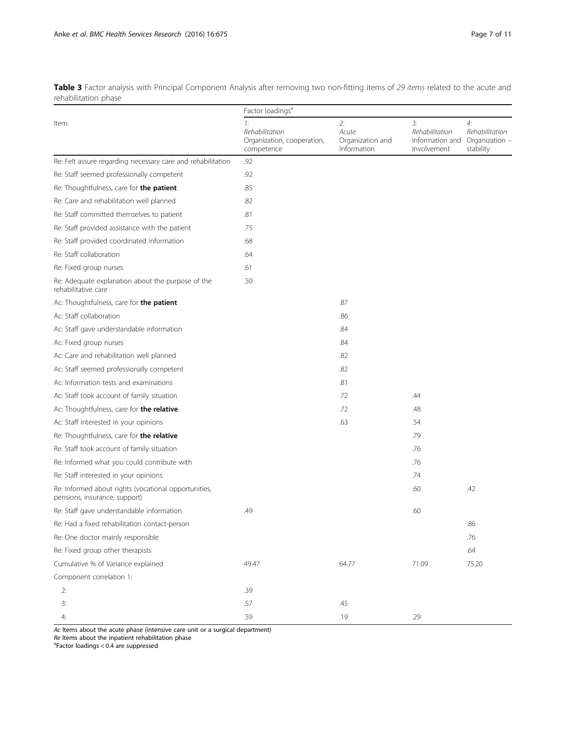**Table 3** Factor analysis with Principal Component Analysis after removing two non-fitting items of *29 items* related to the acute and rehabilitation phase

| Item | Factor loadings[a] | | | |
|---|---|---|---|---|
| | 1: *Rehabilitation* Organization, cooperation, competence | 2: *Acute* Organization and Information | 3: *Rehabilitation* Information and Involvement | 4: *Rehabilitation* Organization – stability |
| Re: Felt assure regarding necessary care and rehabilitation | .92 | | | |
| Re: Staff seemed professionally competent | .92 | | | |
| Re: Thoughtfulness, care for **the patient** | .85 | | | |
| Re: Care and rehabilitation well planned | .82 | | | |
| Re: Staff committed themselves to patient | .81 | | | |
| Re: Staff provided assistance with the patient | .75 | | | |
| Re: Staff provided coordinated information | .68 | | | |
| Re: Staff collaboration | .64 | | | |
| Re: Fixed group nurses | .61 | | | |
| Re: Adequate explanation about the purpose of the rehabilitative care | .50 | | | |
| Ac: Thoughtfulness, care for **the patient** | | .87 | | |
| Ac: Staff collaboration | | .86 | | |
| Ac: Staff gave understandable information | | .84 | | |
| Ac: Fixed group nurses | | .84 | | |
| Ac: Care and rehabilitation well planned | | .82 | | |
| Ac: Staff seemed professionally competent | | .82 | | |
| Ac: Information tests and examinations | | .81 | | |
| Ac: Staff took account of family situation | | .72 | .44 | |
| Ac: Thoughtfulness, care for **the relative** | | .72 | .48 | |
| Ac: Staff interested in your opinions | | .63 | .54 | |
| Re: Thoughtfulness, care for **the relative** | | | .79 | |
| Re: Staff took account of family situation | | | .76 | |
| Re: Informed what you could contribute with | | | .76 | |
| Re: Staff interested in your opinions | | | .74 | |
| Re: Informed about rights (vocational opportunities, pensions, insurance, support) | | | .60 | .42 |
| Re: Staff gave understandable information | .49 | | .60 | |
| Re: Had a fixed rehabilitation contact-person | | | | .86 |
| Re: One doctor mainly responsible | | | | .76 |
| Re: Fixed group other therapists | | | | .64 |
| Cumulative % of Variance explained | 49.47 | 64.77 | 71.09 | 75.20 |
| Component correlation 1: | | | | |
| 2: | .39 | | | |
| 3: | .57 | .45 | | |
| 4: | .59 | .19 | .29 | |

*Ac* Items about the acute phase (intensive care unit or a surgical department)
*Re* Items about the inpatient rehabilitation phase
[a]Factor loadings < 0.4 are suppressed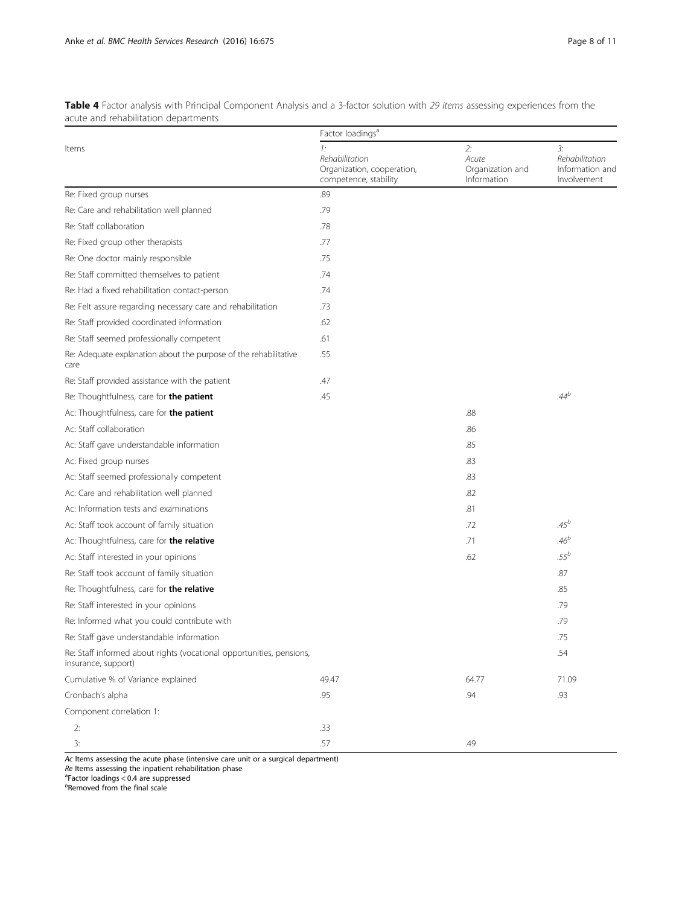**Table 4** Factor analysis with Principal Component Analysis and a 3-factor solution with *29 items* assessing experiences from the acute and rehabilitation departments

| Items | Factor loadings[a] | | |
|---|---|---|---|
| | *1: Rehabilitation* Organization, cooperation, competence, stability | *2: Acute* Organization and Information | *3: Rehabilitation* Information and Involvement |
| Re: Fixed group nurses | .89 | | |
| Re: Care and rehabilitation well planned | .79 | | |
| Re: Staff collaboration | .78 | | |
| Re: Fixed group other therapists | .77 | | |
| Re: One doctor mainly responsible | .75 | | |
| Re: Staff committed themselves to patient | .74 | | |
| Re: Had a fixed rehabilitation contact-person | .74 | | |
| Re: Felt assure regarding necessary care and rehabilitation | .73 | | |
| Re: Staff provided coordinated information | .62 | | |
| Re: Staff seemed professionally competent | .61 | | |
| Re: Adequate explanation about the purpose of the rehabilitative care | .55 | | |
| Re: Staff provided assistance with the patient | .47 | | |
| Re: Thoughtfulness, care for **the patient** | .45 | | *.44*[b] |
| Ac: Thoughtfulness, care for **the patient** | | .88 | |
| Ac: Staff collaboration | | .86 | |
| Ac: Staff gave understandable information | | .85 | |
| Ac: Fixed group nurses | | .83 | |
| Ac: Staff seemed professionally competent | | .83 | |
| Ac: Care and rehabilitation well planned | | .82 | |
| Ac: Information tests and examinations | | .81 | |
| Ac: Staff took account of family situation | | .72 | *.45*[b] |
| Ac: Thoughtfulness, care for **the relative** | | .71 | *.46*[b] |
| Ac: Staff interested in your opinions | | .62 | *.55*[b] |
| Re: Staff took account of family situation | | | .87 |
| Re: Thoughtfulness, care for **the relative** | | | .85 |
| Re: Staff interested in your opinions | | | .79 |
| Re: Informed what you could contribute with | | | .79 |
| Re: Staff gave understandable information | | | .75 |
| Re: Staff informed about rights (vocational opportunities, pensions, insurance, support) | | | .54 |
| Cumulative % of Variance explained | 49.47 | 64.77 | 71.09 |
| Cronbach's alpha | .95 | .94 | .93 |
| Component correlation 1: | | | |
| 2: | .33 | | |
| 3: | .57 | .49 | |

*Ac* Items assessing the acute phase (intensive care unit or a surgical department)
*Re* Items assessing the inpatient rehabilitation phase
[a]Factor loadings < 0.4 are suppressed
[b]Removed from the final scale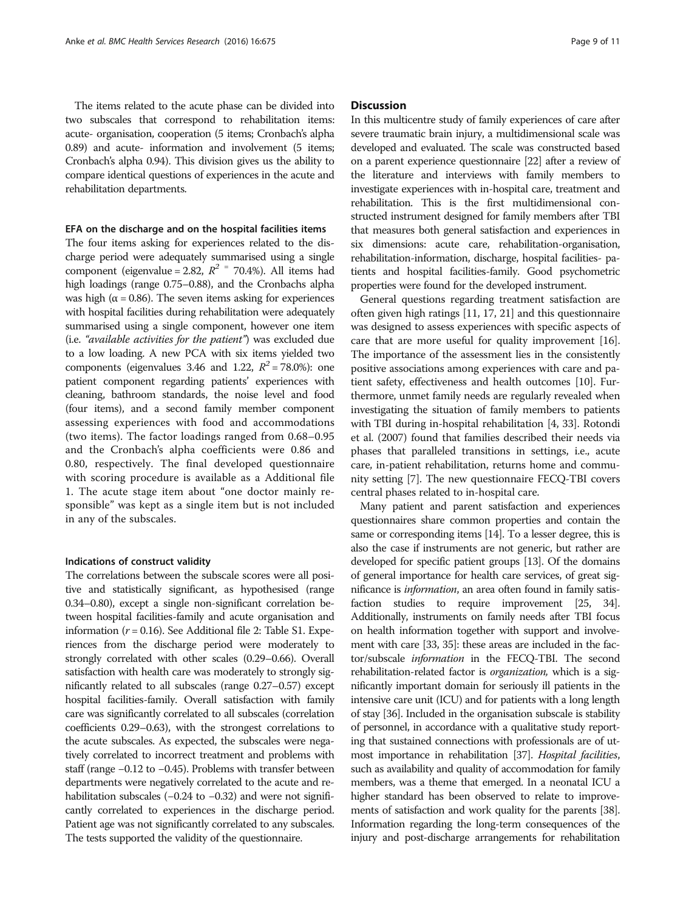The items related to the acute phase can be divided into two subscales that correspond to rehabilitation items: acute- organisation, cooperation (5 items; Cronbach's alpha 0.89) and acute- information and involvement (5 items; Cronbach's alpha 0.94). This division gives us the ability to compare identical questions of experiences in the acute and rehabilitation departments.

### EFA on the discharge and on the hospital facilities items

The four items asking for experiences related to the discharge period were adequately summarised using a single component (eigenvalue = 2.82, $R^2$ = 70.4%). All items had high loadings (range 0.75–0.88), and the Cronbachs alpha was high ($\alpha$ = 0.86). The seven items asking for experiences with hospital facilities during rehabilitation were adequately summarised using a single component, however one item (i.e. *"available activities for the patient"*) was excluded due to a low loading. A new PCA with six items yielded two components (eigenvalues 3.46 and 1.22, $R^2$ = 78.0%): one patient component regarding patients' experiences with cleaning, bathroom standards, the noise level and food (four items), and a second family member component assessing experiences with food and accommodations (two items). The factor loadings ranged from 0.68–0.95 and the Cronbach's alpha coefficients were 0.86 and 0.80, respectively. The final developed questionnaire with scoring procedure is available as a Additional file 1. The acute stage item about "one doctor mainly responsible" was kept as a single item but is not included in any of the subscales.

### Indications of construct validity

The correlations between the subscale scores were all positive and statistically significant, as hypothesised (range 0.34–0.80), except a single non-significant correlation between hospital facilities-family and acute organisation and information ($r$ = 0.16). See Additional file 2: Table S1. Experiences from the discharge period were moderately to strongly correlated with other scales (0.29–0.66). Overall satisfaction with health care was moderately to strongly significantly related to all subscales (range 0.27–0.57) except hospital facilities-family. Overall satisfaction with family care was significantly correlated to all subscales (correlation coefficients 0.29–0.63), with the strongest correlations to the acute subscales. As expected, the subscales were negatively correlated to incorrect treatment and problems with staff (range −0.12 to −0.45). Problems with transfer between departments were negatively correlated to the acute and rehabilitation subscales (−0.24 to −0.32) and were not significantly correlated to experiences in the discharge period. Patient age was not significantly correlated to any subscales. The tests supported the validity of the questionnaire.

## Discussion

In this multicentre study of family experiences of care after severe traumatic brain injury, a multidimensional scale was developed and evaluated. The scale was constructed based on a parent experience questionnaire [22] after a review of the literature and interviews with family members to investigate experiences with in-hospital care, treatment and rehabilitation. This is the first multidimensional constructed instrument designed for family members after TBI that measures both general satisfaction and experiences in six dimensions: acute care, rehabilitation-organisation, rehabilitation-information, discharge, hospital facilities- patients and hospital facilities-family. Good psychometric properties were found for the developed instrument.

General questions regarding treatment satisfaction are often given high ratings [11, 17, 21] and this questionnaire was designed to assess experiences with specific aspects of care that are more useful for quality improvement [16]. The importance of the assessment lies in the consistently positive associations among experiences with care and patient safety, effectiveness and health outcomes [10]. Furthermore, unmet family needs are regularly revealed when investigating the situation of family members to patients with TBI during in-hospital rehabilitation [4, 33]. Rotondi et al. (2007) found that families described their needs via phases that paralleled transitions in settings, i.e., acute care, in-patient rehabilitation, returns home and community setting [7]. The new questionnaire FECQ-TBI covers central phases related to in-hospital care.

Many patient and parent satisfaction and experiences questionnaires share common properties and contain the same or corresponding items [14]. To a lesser degree, this is also the case if instruments are not generic, but rather are developed for specific patient groups [13]. Of the domains of general importance for health care services, of great significance is *information*, an area often found in family satisfaction studies to require improvement [25, 34]. Additionally, instruments on family needs after TBI focus on health information together with support and involvement with care [33, 35]: these areas are included in the factor/subscale *information* in the FECQ-TBI. The second rehabilitation-related factor is *organization,* which is a significantly important domain for seriously ill patients in the intensive care unit (ICU) and for patients with a long length of stay [36]. Included in the organisation subscale is stability of personnel, in accordance with a qualitative study reporting that sustained connections with professionals are of utmost importance in rehabilitation [37]. *Hospital facilities*, such as availability and quality of accommodation for family members, was a theme that emerged. In a neonatal ICU a higher standard has been observed to relate to improvements of satisfaction and work quality for the parents [38]. Information regarding the long-term consequences of the injury and post-discharge arrangements for rehabilitation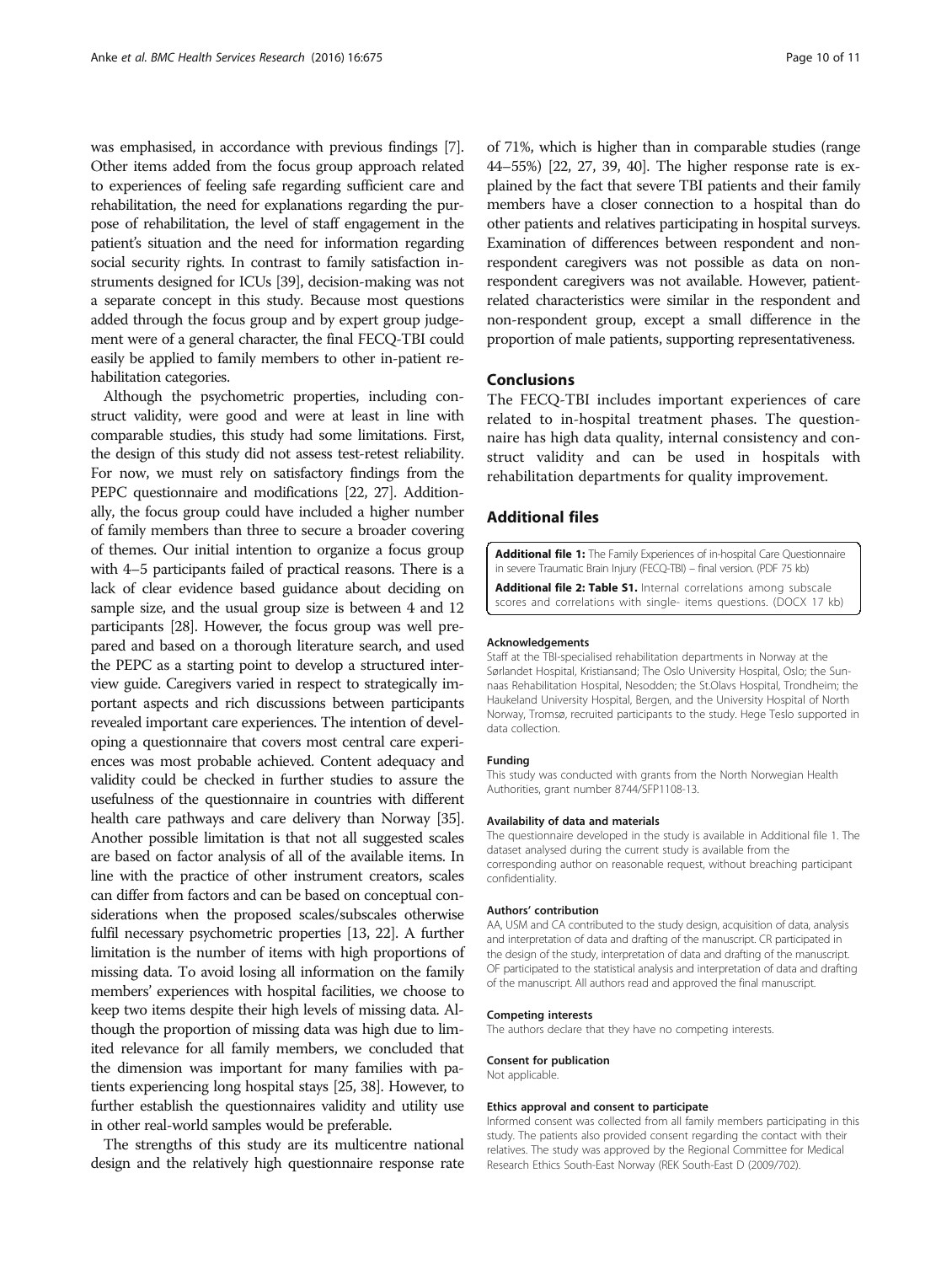was emphasised, in accordance with previous findings [7]. Other items added from the focus group approach related to experiences of feeling safe regarding sufficient care and rehabilitation, the need for explanations regarding the purpose of rehabilitation, the level of staff engagement in the patient's situation and the need for information regarding social security rights. In contrast to family satisfaction instruments designed for ICUs [39], decision-making was not a separate concept in this study. Because most questions added through the focus group and by expert group judgement were of a general character, the final FECQ-TBI could easily be applied to family members to other in-patient rehabilitation categories.

Although the psychometric properties, including construct validity, were good and were at least in line with comparable studies, this study had some limitations. First, the design of this study did not assess test-retest reliability. For now, we must rely on satisfactory findings from the PEPC questionnaire and modifications [22, 27]. Additionally, the focus group could have included a higher number of family members than three to secure a broader covering of themes. Our initial intention to organize a focus group with 4–5 participants failed of practical reasons. There is a lack of clear evidence based guidance about deciding on sample size, and the usual group size is between 4 and 12 participants [28]. However, the focus group was well prepared and based on a thorough literature search, and used the PEPC as a starting point to develop a structured interview guide. Caregivers varied in respect to strategically important aspects and rich discussions between participants revealed important care experiences. The intention of developing a questionnaire that covers most central care experiences was most probable achieved. Content adequacy and validity could be checked in further studies to assure the usefulness of the questionnaire in countries with different health care pathways and care delivery than Norway [35]. Another possible limitation is that not all suggested scales are based on factor analysis of all of the available items. In line with the practice of other instrument creators, scales can differ from factors and can be based on conceptual considerations when the proposed scales/subscales otherwise fulfil necessary psychometric properties [13, 22]. A further limitation is the number of items with high proportions of missing data. To avoid losing all information on the family members' experiences with hospital facilities, we choose to keep two items despite their high levels of missing data. Although the proportion of missing data was high due to limited relevance for all family members, we concluded that the dimension was important for many families with patients experiencing long hospital stays [25, 38]. However, to further establish the questionnaires validity and utility use in other real-world samples would be preferable.

The strengths of this study are its multicentre national design and the relatively high questionnaire response rate of 71%, which is higher than in comparable studies (range 44–55%) [22, 27, 39, 40]. The higher response rate is explained by the fact that severe TBI patients and their family members have a closer connection to a hospital than do other patients and relatives participating in hospital surveys. Examination of differences between respondent and non-respondent caregivers was not possible as data on non-respondent caregivers was not available. However, patient-related characteristics were similar in the respondent and non-respondent group, except a small difference in the proportion of male patients, supporting representativeness.

## Conclusions

The FECQ-TBI includes important experiences of care related to in-hospital treatment phases. The questionnaire has high data quality, internal consistency and construct validity and can be used in hospitals with rehabilitation departments for quality improvement.

## Additional files

**Additional file 1:** The Family Experiences of in-hospital Care Questionnaire in severe Traumatic Brain Injury (FECQ-TBI) – final version. (PDF 75 kb)

**Additional file 2: Table S1.** Internal correlations among subscale scores and correlations with single- items questions. (DOCX 17 kb)

#### Acknowledgements

Staff at the TBI-specialised rehabilitation departments in Norway at the Sørlandet Hospital, Kristiansand; The Oslo University Hospital, Oslo; the Sunnaas Rehabilitation Hospital, Nesodden; the St.Olavs Hospital, Trondheim; the Haukeland University Hospital, Bergen, and the University Hospital of North Norway, Tromsø, recruited participants to the study. Hege Teslo supported in data collection.

#### Funding

This study was conducted with grants from the North Norwegian Health Authorities, grant number 8744/SFP1108-13.

#### Availability of data and materials

The questionnaire developed in the study is available in Additional file 1. The dataset analysed during the current study is available from the corresponding author on reasonable request, without breaching participant confidentiality.

#### Authors' contribution

AA, USM and CA contributed to the study design, acquisition of data, analysis and interpretation of data and drafting of the manuscript. CR participated in the design of the study, interpretation of data and drafting of the manuscript. OF participated to the statistical analysis and interpretation of data and drafting of the manuscript. All authors read and approved the final manuscript.

#### Competing interests

The authors declare that they have no competing interests.

#### Consent for publication

Not applicable.

#### Ethics approval and consent to participate

Informed consent was collected from all family members participating in this study. The patients also provided consent regarding the contact with their relatives. The study was approved by the Regional Committee for Medical Research Ethics South-East Norway (REK South-East D (2009/702).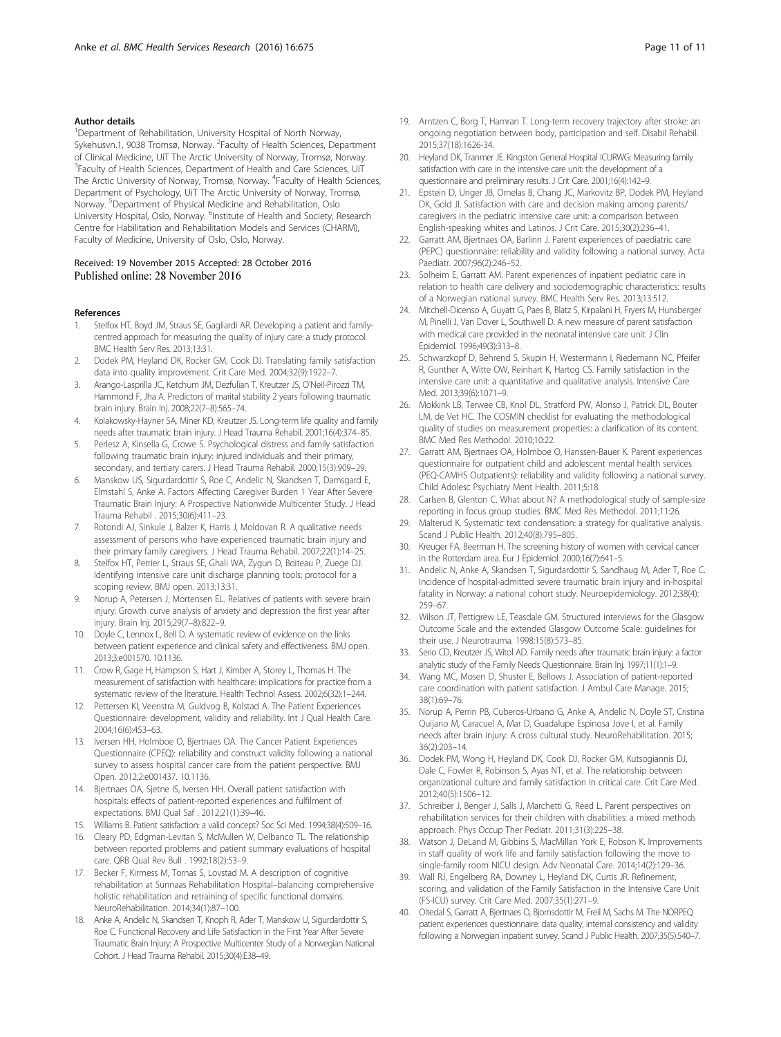## Author details

[1]Department of Rehabilitation, University Hospital of North Norway, Sykehusvn.1, 9038 Tromsø, Norway. [2]Faculty of Health Sciences, Department of Clinical Medicine, UiT The Arctic University of Norway, Tromsø, Norway. [3]Faculty of Health Sciences, Department of Health and Care Sciences, UiT The Arctic University of Norway, Tromsø, Norway. [4]Faculty of Health Sciences, Department of Psychology, UiT The Arctic University of Norway, Tromsø, Norway. [5]Department of Physical Medicine and Rehabilitation, Oslo University Hospital, Oslo, Norway. [6]Institute of Health and Society, Research Centre for Habilitation and Rehabilitation Models and Services (CHARM), Faculty of Medicine, University of Oslo, Oslo, Norway.

Received: 19 November 2015 Accepted: 28 October 2016
Published online: 28 November 2016

## References

1. Stelfox HT, Boyd JM, Straus SE, Gagliardi AR. Developing a patient and family-centred approach for measuring the quality of injury care: a study protocol. BMC Health Serv Res. 2013;13:31.
2. Dodek PM, Heyland DK, Rocker GM, Cook DJ. Translating family satisfaction data into quality improvement. Crit Care Med. 2004;32(9):1922–7.
3. Arango-Lasprilla JC, Ketchum JM, Dezfulian T, Kreutzer JS, O'Neil-Pirozzi TM, Hammond F, Jha A. Predictors of marital stability 2 years following traumatic brain injury. Brain Inj. 2008;22(7–8):565–74.
4. Kolakowsky-Hayner SA, Miner KD, Kreutzer JS. Long-term life quality and family needs after traumatic brain injury. J Head Trauma Rehabil. 2001;16(4):374–85.
5. Perlesz A, Kinsella G, Crowe S. Psychological distress and family satisfaction following traumatic brain injury: injured individuals and their primary, secondary, and tertiary carers. J Head Trauma Rehabil. 2000;15(3):909–29.
6. Manskow US, Sigurdardottir S, Roe C, Andelic N, Skandsen T, Damsgard E, Elmstahl S, Anke A. Factors Affecting Caregiver Burden 1 Year After Severe Traumatic Brain Injury: A Prospective Nationwide Multicenter Study. J Head Trauma Rehabil . 2015;30(6):411–23.
7. Rotondi AJ, Sinkule J, Balzer K, Harris J, Moldovan R. A qualitative needs assessment of persons who have experienced traumatic brain injury and their primary family caregivers. J Head Trauma Rehabil. 2007;22(1):14–25.
8. Stelfox HT, Perrier L, Straus SE, Ghali WA, Zygun D, Boiteau P, Zuege DJ. Identifying intensive care unit discharge planning tools: protocol for a scoping review. BMJ open. 2013;13:31.
9. Norup A, Petersen J, Mortensen EL. Relatives of patients with severe brain injury: Growth curve analysis of anxiety and depression the first year after injury. Brain Inj. 2015;29(7–8):822–9.
10. Doyle C, Lennox L, Bell D. A systematic review of evidence on the links between patient experience and clinical safety and effectiveness. BMJ open. 2013;3:e001570. 10.1136.
11. Crow R, Gage H, Hampson S, Hart J, Kimber A, Storey L, Thomas H. The measurement of satisfaction with healthcare: implications for practice from a systematic review of the literature. Health Technol Assess. 2002;6(32):1–244.
12. Pettersen KI, Veenstra M, Guldvog B, Kolstad A. The Patient Experiences Questionnaire: development, validity and reliability. Int J Qual Health Care. 2004;16(6):453–63.
13. Iversen HH, Holmboe O, Bjertnaes OA. The Cancer Patient Experiences Questionnaire (CPEQ): reliability and construct validity following a national survey to assess hospital cancer care from the patient perspective. BMJ Open. 2012;2:e001437. 10.1136.
14. Bjertnaes OA, Sjetne IS, Iversen HH. Overall patient satisfaction with hospitals: effects of patient-reported experiences and fulfilment of expectations. BMJ Qual Saf . 2012;21(1):39–46.
15. Williams B. Patient satisfaction: a valid concept? Soc Sci Med. 1994;38(4):509–16.
16. Cleary PD, Edgman-Levitan S, McMullen W, Delbanco TL. The relationship between reported problems and patient summary evaluations of hospital care. QRB Qual Rev Bull . 1992;18(2):53–9.
17. Becker F, Kirmess M, Tornas S, Lovstad M. A description of cognitive rehabilitation at Sunnaas Rehabilitation Hospital–balancing comprehensive holistic rehabilitation and retraining of specific functional domains. NeuroRehabilitation. 2014;34(1):87–100.
18. Anke A, Andelic N, Skandsen T, Knoph R, Ader T, Manskow U, Sigurdardottir S, Roe C. Functional Recovery and Life Satisfaction in the First Year After Severe Traumatic Brain Injury: A Prospective Multicenter Study of a Norwegian National Cohort. J Head Trauma Rehabil. 2015;30(4):E38–49.
19. Arntzen C, Borg T, Hamran T. Long-term recovery trajectory after stroke: an ongoing negotiation between body, participation and self. Disabil Rehabil. 2015;37(18):1626-34.
20. Heyland DK, Tranmer JE. Kingston General Hospital ICURWG: Measuring family satisfaction with care in the intensive care unit: the development of a questionnaire and preliminary results. J Crit Care. 2001;16(4):142–9.
21. Epstein D, Unger JB, Ornelas B, Chang JC, Markovitz BP, Dodek PM, Heyland DK, Gold JI. Satisfaction with care and decision making among parents/caregivers in the pediatric intensive care unit: a comparison between English-speaking whites and Latinos. J Crit Care. 2015;30(2):236–41.
22. Garratt AM, Bjertnaes OA, Barlinn J. Parent experiences of paediatric care (PEPC) questionnaire: reliability and validity following a national survey. Acta Paediatr. 2007;96(2):246–52.
23. Solheim E, Garratt AM. Parent experiences of inpatient pediatric care in relation to health care delivery and sociodemographic characteristics: results of a Norwegian national survey. BMC Health Serv Res. 2013;13:512.
24. Mitchell-Dicenso A, Guyatt G, Paes B, Blatz S, Kirpalani H, Fryers M, Hunsberger M, Pinelli J, Van Dover L, Southwell D. A new measure of parent satisfaction with medical care provided in the neonatal intensive care unit. J Clin Epidemiol. 1996;49(3):313–8.
25. Schwarzkopf D, Behrend S, Skupin H, Westermann I, Riedemann NC, Pfeifer R, Gunther A, Witte OW, Reinhart K, Hartog CS. Family satisfaction in the intensive care unit: a quantitative and qualitative analysis. Intensive Care Med. 2013;39(6):1071–9.
26. Mokkink LB, Terwee CB, Knol DL, Stratford PW, Alonso J, Patrick DL, Bouter LM, de Vet HC. The COSMIN checklist for evaluating the methodological quality of studies on measurement properties: a clarification of its content. BMC Med Res Methodol. 2010;10:22.
27. Garratt AM, Bjertnaes OA, Holmboe O, Hanssen-Bauer K. Parent experiences questionnaire for outpatient child and adolescent mental health services (PEQ-CAMHS Outpatients): reliability and validity following a national survey. Child Adolesc Psychiatry Ment Health. 2011;5:18.
28. Carlsen B, Glenton C. What about N? A methodological study of sample-size reporting in focus group studies. BMC Med Res Methodol. 2011;11:26.
29. Malterud K. Systematic text condensation: a strategy for qualitative analysis. Scand J Public Health. 2012;40(8):795–805.
30. Kreuger FA, Beerman H. The screening history of women with cervical cancer in the Rotterdam area. Eur J Epidemiol. 2000;16(7):641–5.
31. Andelic N, Anke A, Skandsen T, Sigurdardottir S, Sandhaug M, Ader T, Roe C. Incidence of hospital-admitted severe traumatic brain injury and in-hospital fatality in Norway: a national cohort study. Neuroepidemiology. 2012;38(4): 259–67.
32. Wilson JT, Pettigrew LE, Teasdale GM. Structured interviews for the Glasgow Outcome Scale and the extended Glasgow Outcome Scale: guidelines for their use. J Neurotrauma. 1998;15(8):573–85.
33. Serio CD, Kreutzer JS, Witol AD. Family needs after traumatic brain injury: a factor analytic study of the Family Needs Questionnaire. Brain Inj. 1997;11(1):1–9.
34. Wang MC, Mosen D, Shuster E, Bellows J. Association of patient-reported care coordination with patient satisfaction. J Ambul Care Manage. 2015; 38(1):69–76.
35. Norup A, Perrin PB, Cuberos-Urbano G, Anke A, Andelic N, Doyle ST, Cristina Quijano M, Caracuel A, Mar D, Guadalupe Espinosa Jove I, et al. Family needs after brain injury: A cross cultural study. NeuroRehabilitation. 2015; 36(2):203–14.
36. Dodek PM, Wong H, Heyland DK, Cook DJ, Rocker GM, Kutsogiannis DJ, Dale C, Fowler R, Robinson S, Ayas NT, et al. The relationship between organizational culture and family satisfaction in critical care. Crit Care Med. 2012;40(5):1506–12.
37. Schreiber J, Benger J, Salls J, Marchetti G, Reed L. Parent perspectives on rehabilitation services for their children with disabilities: a mixed methods approach. Phys Occup Ther Pediatr. 2011;31(3):225–38.
38. Watson J, DeLand M, Gibbins S, MacMillan York E, Robson K. Improvements in staff quality of work life and family satisfaction following the move to single-family room NICU design. Adv Neonatal Care. 2014;14(2):129–36.
39. Wall RJ, Engelberg RA, Downey L, Heyland DK, Curtis JR. Refinement, scoring, and validation of the Family Satisfaction in the Intensive Care Unit (FS-ICU) survey. Crit Care Med. 2007;35(1):271–9.
40. Oltedal S, Garratt A, Bjertnaes O, Bjornsdottir M, Freil M, Sachs M. The NORPEQ patient experiences questionnaire: data quality, internal consistency and validity following a Norwegian inpatient survey. Scand J Public Health. 2007;35(5):540–7.